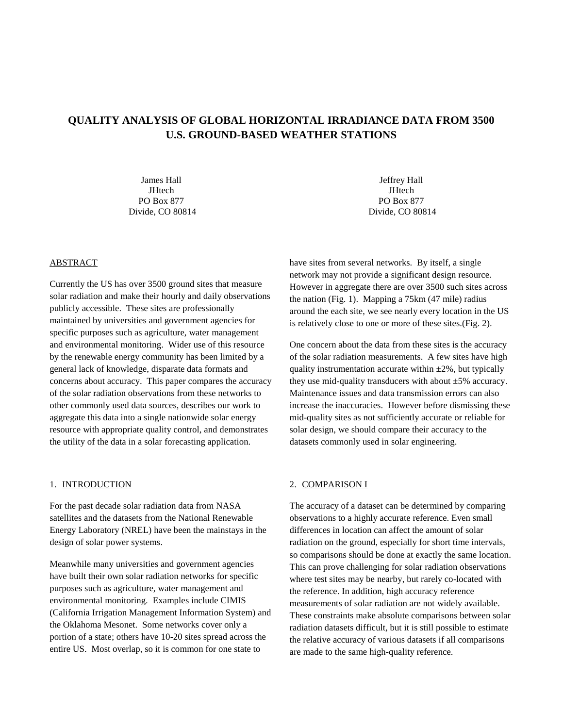# QUALITY ANALYSIS OF GLOBAL HORIZONTAL IRRADIANCE DATA FROM 3500 U.S. GROUND-BASED WEATHER STATIONS

James Hall
JHtech
PO Box 877
Divide, CO 80814

Jeffrey Hall
JHtech
PO Box 877
Divide, CO 80814

## ABSTRACT

Currently the US has over 3500 ground sites that measure solar radiation and make their hourly and daily observations publicly accessible. These sites are professionally maintained by universities and government agencies for specific purposes such as agriculture, water management and environmental monitoring. Wider use of this resource by the renewable energy community has been limited by a general lack of knowledge, disparate data formats and concerns about accuracy. This paper compares the accuracy of the solar radiation observations from these networks to other commonly used data sources, describes our work to aggregate this data into a single nationwide solar energy resource with appropriate quality control, and demonstrates the utility of the data in a solar forecasting application.

## 1. INTRODUCTION

For the past decade solar radiation data from NASA satellites and the datasets from the National Renewable Energy Laboratory (NREL) have been the mainstays in the design of solar power systems.

Meanwhile many universities and government agencies have built their own solar radiation networks for specific purposes such as agriculture, water management and environmental monitoring. Examples include CIMIS (California Irrigation Management Information System) and the Oklahoma Mesonet. Some networks cover only a portion of a state; others have 10-20 sites spread across the entire US. Most overlap, so it is common for one state to have sites from several networks. By itself, a single network may not provide a significant design resource. However in aggregate there are over 3500 such sites across the nation (Fig. 1). Mapping a 75km (47 mile) radius around the each site, we see nearly every location in the US is relatively close to one or more of these sites.(Fig. 2).

One concern about the data from these sites is the accuracy of the solar radiation measurements. A few sites have high quality instrumentation accurate within ±2%, but typically they use mid-quality transducers with about ±5% accuracy. Maintenance issues and data transmission errors can also increase the inaccuracies. However before dismissing these mid-quality sites as not sufficiently accurate or reliable for solar design, we should compare their accuracy to the datasets commonly used in solar engineering.

## 2. COMPARISON I

The accuracy of a dataset can be determined by comparing observations to a highly accurate reference. Even small differences in location can affect the amount of solar radiation on the ground, especially for short time intervals, so comparisons should be done at exactly the same location. This can prove challenging for solar radiation observations where test sites may be nearby, but rarely co-located with the reference. In addition, high accuracy reference measurements of solar radiation are not widely available. These constraints make absolute comparisons between solar radiation datasets difficult, but it is still possible to estimate the relative accuracy of various datasets if all comparisons are made to the same high-quality reference.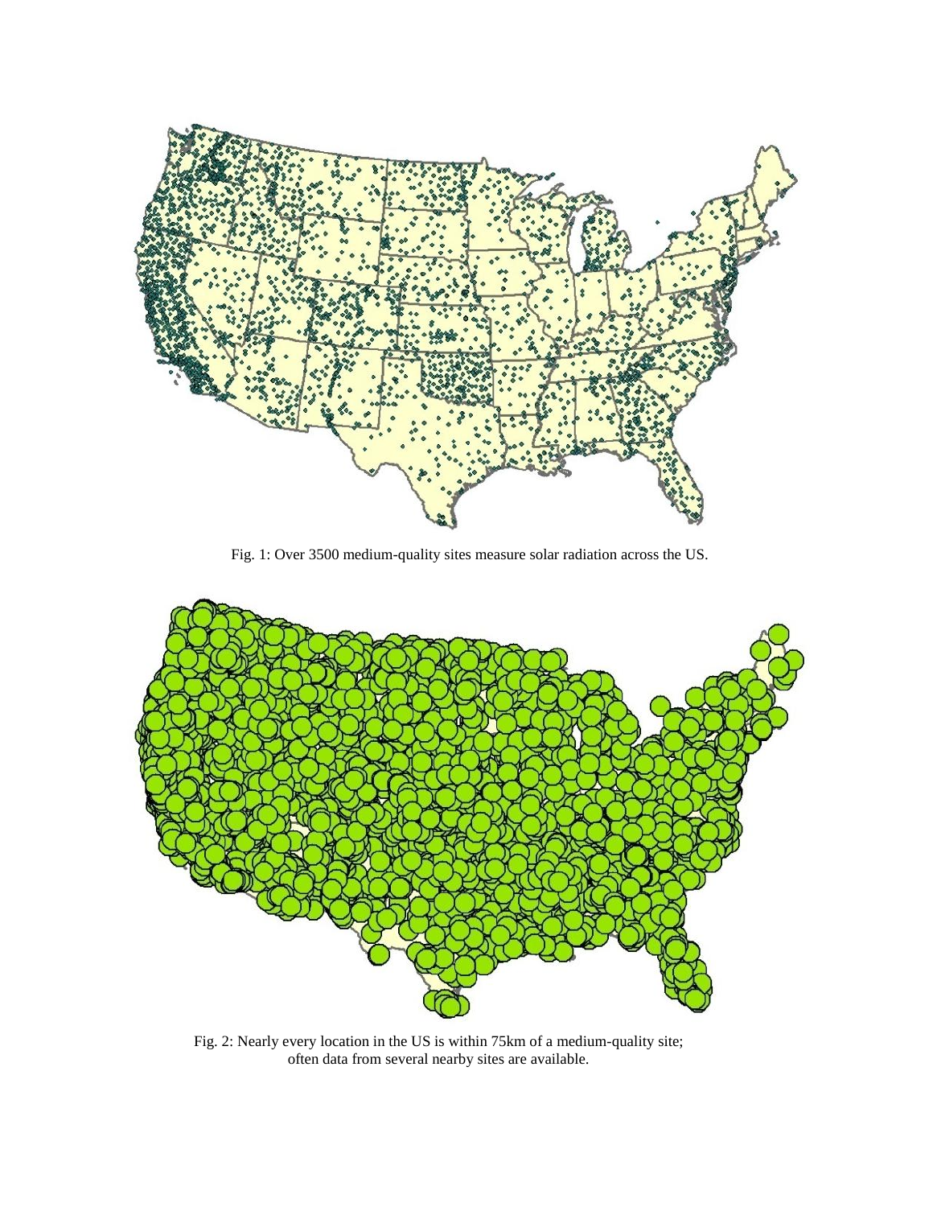Fig. 1: Over 3500 medium-quality sites measure solar radiation across the US.

Fig. 2: Nearly every location in the US is within 75km of a medium-quality site; often data from several nearby sites are available.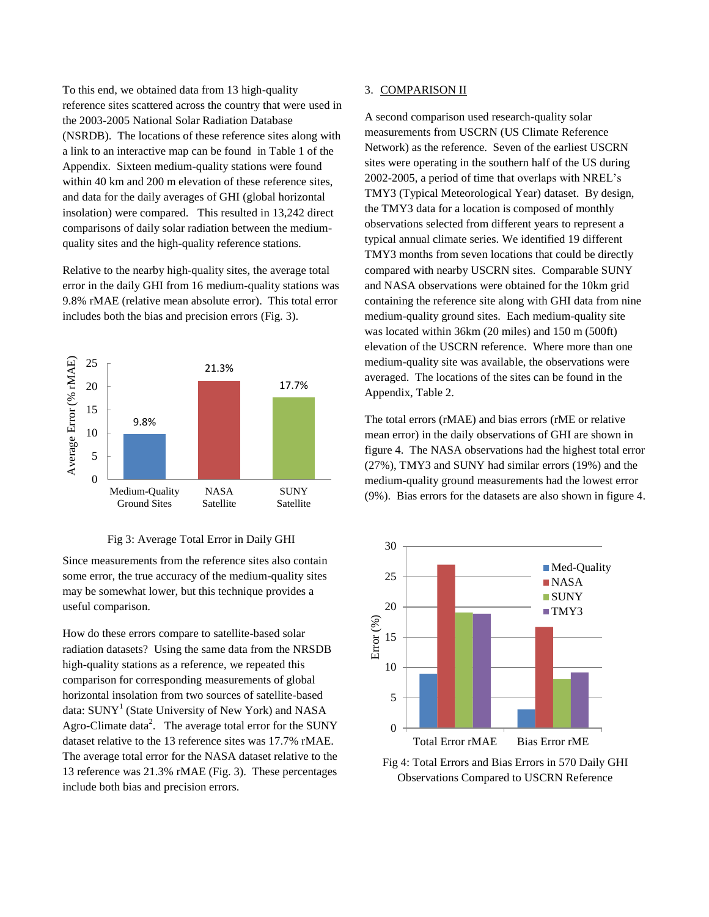To this end, we obtained data from 13 high-quality reference sites scattered across the country that were used in the 2003-2005 National Solar Radiation Database (NSRDB). The locations of these reference sites along with a link to an interactive map can be found in Table 1 of the Appendix. Sixteen medium-quality stations were found within 40 km and 200 m elevation of these reference sites, and data for the daily averages of GHI (global horizontal insolation) were compared. This resulted in 13,242 direct comparisons of daily solar radiation between the medium-quality sites and the high-quality reference stations.

Relative to the nearby high-quality sites, the average total error in the daily GHI from 16 medium-quality stations was 9.8% rMAE (relative mean absolute error). This total error includes both the bias and precision errors (Fig. 3).

Fig 3: Average Total Error in Daily GHI

Since measurements from the reference sites also contain some error, the true accuracy of the medium-quality sites may be somewhat lower, but this technique provides a useful comparison.

How do these errors compare to satellite-based solar radiation datasets? Using the same data from the NRSDB high-quality stations as a reference, we repeated this comparison for corresponding measurements of global horizontal insolation from two sources of satellite-based data: SUNY[1] (State University of New York) and NASA Agro-Climate data[2]. The average total error for the SUNY dataset relative to the 13 reference sites was 17.7% rMAE. The average total error for the NASA dataset relative to the 13 reference was 21.3% rMAE (Fig. 3). These percentages include both bias and precision errors.

## 3. COMPARISON II

A second comparison used research-quality solar measurements from USCRN (US Climate Reference Network) as the reference. Seven of the earliest USCRN sites were operating in the southern half of the US during 2002-2005, a period of time that overlaps with NREL's TMY3 (Typical Meteorological Year) dataset. By design, the TMY3 data for a location is composed of monthly observations selected from different years to represent a typical annual climate series. We identified 19 different TMY3 months from seven locations that could be directly compared with nearby USCRN sites. Comparable SUNY and NASA observations were obtained for the 10km grid containing the reference site along with GHI data from nine medium-quality ground sites. Each medium-quality site was located within 36km (20 miles) and 150 m (500ft) elevation of the USCRN reference. Where more than one medium-quality site was available, the observations were averaged. The locations of the sites can be found in the Appendix, Table 2.

The total errors (rMAE) and bias errors (rME or relative mean error) in the daily observations of GHI are shown in figure 4. The NASA observations had the highest total error (27%), TMY3 and SUNY had similar errors (19%) and the medium-quality ground measurements had the lowest error (9%). Bias errors for the datasets are also shown in figure 4.

Fig 4: Total Errors and Bias Errors in 570 Daily GHI Observations Compared to USCRN Reference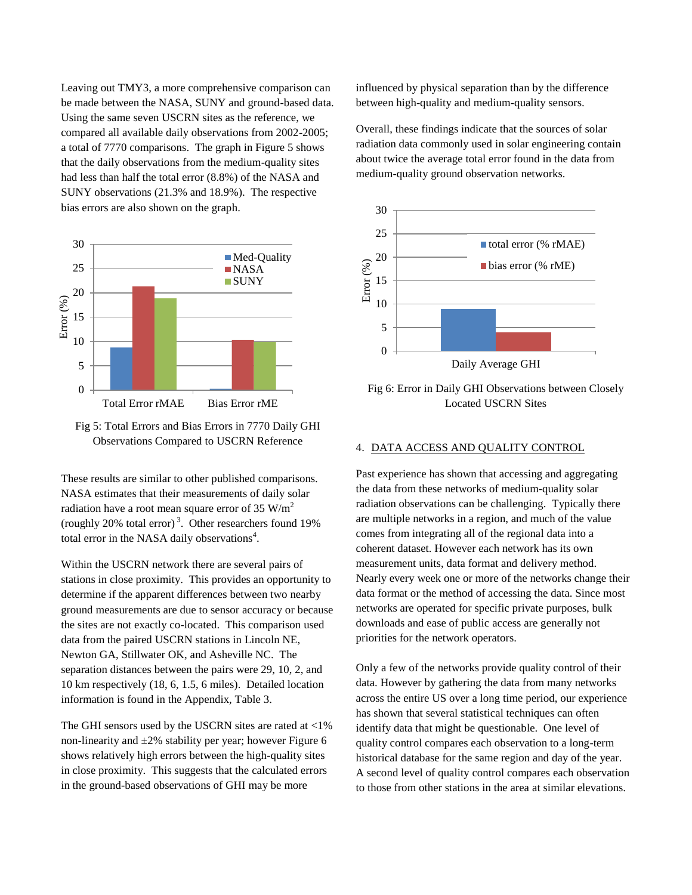Leaving out TMY3, a more comprehensive comparison can be made between the NASA, SUNY and ground-based data. Using the same seven USCRN sites as the reference, we compared all available daily observations from 2002-2005; a total of 7770 comparisons. The graph in Figure 5 shows that the daily observations from the medium-quality sites had less than half the total error (8.8%) of the NASA and SUNY observations (21.3% and 18.9%). The respective bias errors are also shown on the graph.

Fig 5: Total Errors and Bias Errors in 7770 Daily GHI Observations Compared to USCRN Reference

These results are similar to other published comparisons. NASA estimates that their measurements of daily solar radiation have a root mean square error of 35 W/m$^2$ (roughly 20% total error) [3]. Other researchers found 19% total error in the NASA daily observations[4].

Within the USCRN network there are several pairs of stations in close proximity. This provides an opportunity to determine if the apparent differences between two nearby ground measurements are due to sensor accuracy or because the sites are not exactly co-located. This comparison used data from the paired USCRN stations in Lincoln NE, Newton GA, Stillwater OK, and Asheville NC. The separation distances between the pairs were 29, 10, 2, and 10 km respectively (18, 6, 1.5, 6 miles). Detailed location information is found in the Appendix, Table 3.

The GHI sensors used by the USCRN sites are rated at <1% non-linearity and ±2% stability per year; however Figure 6 shows relatively high errors between the high-quality sites in close proximity. This suggests that the calculated errors in the ground-based observations of GHI may be more influenced by physical separation than by the difference between high-quality and medium-quality sensors.

Overall, these findings indicate that the sources of solar radiation data commonly used in solar engineering contain about twice the average total error found in the data from medium-quality ground observation networks.

Fig 6: Error in Daily GHI Observations between Closely Located USCRN Sites

## 4. DATA ACCESS AND QUALITY CONTROL

Past experience has shown that accessing and aggregating the data from these networks of medium-quality solar radiation observations can be challenging. Typically there are multiple networks in a region, and much of the value comes from integrating all of the regional data into a coherent dataset. However each network has its own measurement units, data format and delivery method. Nearly every week one or more of the networks change their data format or the method of accessing the data. Since most networks are operated for specific private purposes, bulk downloads and ease of public access are generally not priorities for the network operators.

Only a few of the networks provide quality control of their data. However by gathering the data from many networks across the entire US over a long time period, our experience has shown that several statistical techniques can often identify data that might be questionable. One level of quality control compares each observation to a long-term historical database for the same region and day of the year. A second level of quality control compares each observation to those from other stations in the area at similar elevations.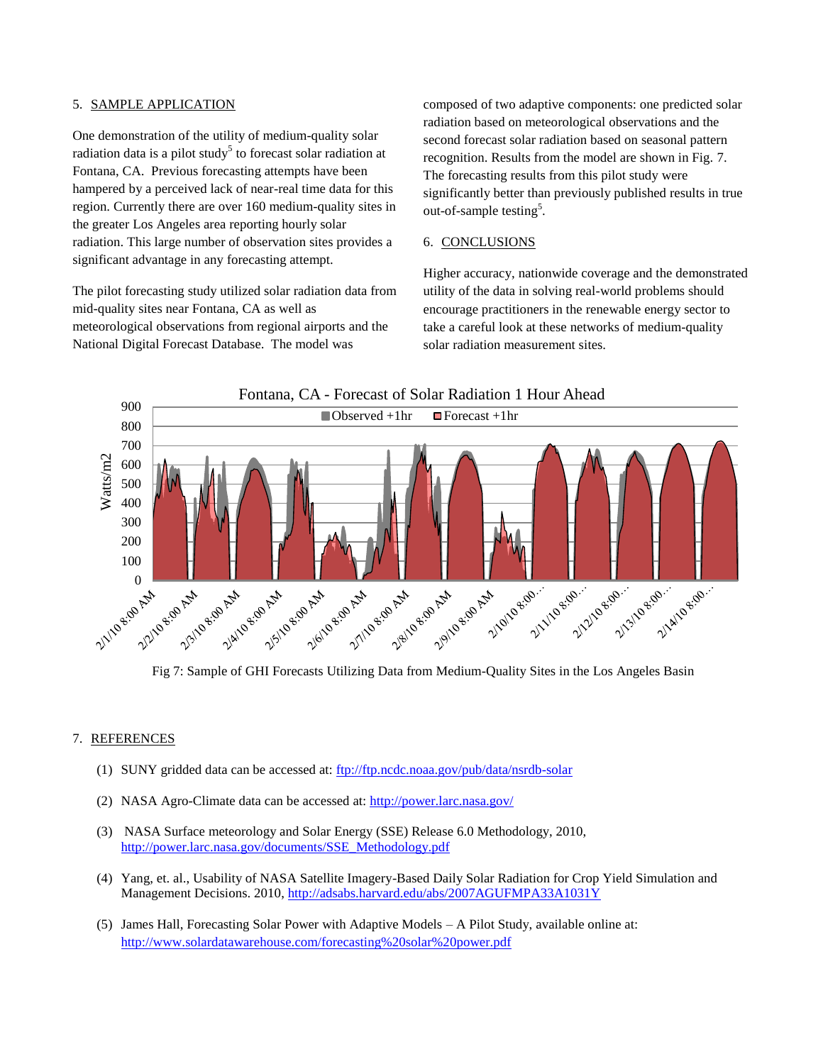## 5. SAMPLE APPLICATION

One demonstration of the utility of medium-quality solar radiation data is a pilot study[5] to forecast solar radiation at Fontana, CA. Previous forecasting attempts have been hampered by a perceived lack of near-real time data for this region. Currently there are over 160 medium-quality sites in the greater Los Angeles area reporting hourly solar radiation. This large number of observation sites provides a significant advantage in any forecasting attempt.

The pilot forecasting study utilized solar radiation data from mid-quality sites near Fontana, CA as well as meteorological observations from regional airports and the National Digital Forecast Database. The model was composed of two adaptive components: one predicted solar radiation based on meteorological observations and the second forecast solar radiation based on seasonal pattern recognition. Results from the model are shown in Fig. 7. The forecasting results from this pilot study were significantly better than previously published results in true out-of-sample testing[5].

## 6. CONCLUSIONS

Higher accuracy, nationwide coverage and the demonstrated utility of the data in solving real-world problems should encourage practitioners in the renewable energy sector to take a careful look at these networks of medium-quality solar radiation measurement sites.

Fig 7: Sample of GHI Forecasts Utilizing Data from Medium-Quality Sites in the Los Angeles Basin

## 7. REFERENCES

(1) SUNY gridded data can be accessed at: ftp://ftp.ncdc.noaa.gov/pub/data/nsrdb-solar

(2) NASA Agro-Climate data can be accessed at: http://power.larc.nasa.gov/

(3) NASA Surface meteorology and Solar Energy (SSE) Release 6.0 Methodology, 2010, http://power.larc.nasa.gov/documents/SSE_Methodology.pdf

(4) Yang, et. al., Usability of NASA Satellite Imagery-Based Daily Solar Radiation for Crop Yield Simulation and Management Decisions. 2010, http://adsabs.harvard.edu/abs/2007AGUFMPA33A1031Y

(5) James Hall, Forecasting Solar Power with Adaptive Models – A Pilot Study, available online at: http://www.solardatawarehouse.com/forecasting%20solar%20power.pdf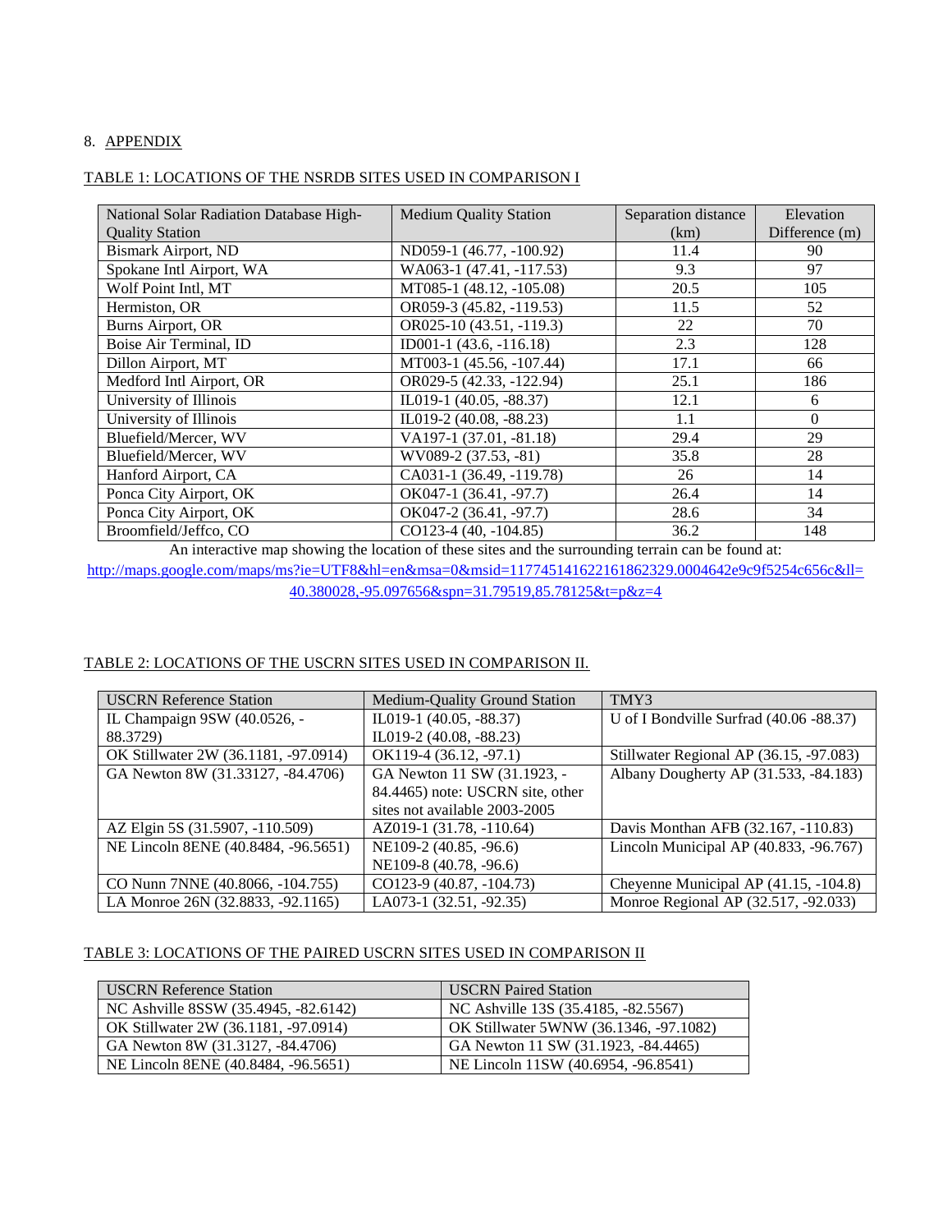8. APPENDIX

TABLE 1: LOCATIONS OF THE NSRDB SITES USED IN COMPARISON I

| National Solar Radiation Database High-Quality Station | Medium Quality Station | Separation distance (km) | Elevation Difference (m) |
|---|---|---|---|
| Bismark Airport, ND | ND059-1 (46.77, -100.92) | 11.4 | 90 |
| Spokane Intl Airport, WA | WA063-1 (47.41, -117.53) | 9.3 | 97 |
| Wolf Point Intl, MT | MT085-1 (48.12, -105.08) | 20.5 | 105 |
| Hermiston, OR | OR059-3 (45.82, -119.53) | 11.5 | 52 |
| Burns Airport, OR | OR025-10 (43.51, -119.3) | 22 | 70 |
| Boise Air Terminal, ID | ID001-1 (43.6, -116.18) | 2.3 | 128 |
| Dillon Airport, MT | MT003-1 (45.56, -107.44) | 17.1 | 66 |
| Medford Intl Airport, OR | OR029-5 (42.33, -122.94) | 25.1 | 186 |
| University of Illinois | IL019-1 (40.05, -88.37) | 12.1 | 6 |
| University of Illinois | IL019-2 (40.08, -88.23) | 1.1 | 0 |
| Bluefield/Mercer, WV | VA197-1 (37.01, -81.18) | 29.4 | 29 |
| Bluefield/Mercer, WV | WV089-2 (37.53, -81) | 35.8 | 28 |
| Hanford Airport, CA | CA031-1 (36.49, -119.78) | 26 | 14 |
| Ponca City Airport, OK | OK047-1 (36.41, -97.7) | 26.4 | 14 |
| Ponca City Airport, OK | OK047-2 (36.41, -97.7) | 28.6 | 34 |
| Broomfield/Jeffco, CO | CO123-4 (40, -104.85) | 36.2 | 148 |

An interactive map showing the location of these sites and the surrounding terrain can be found at: http://maps.google.com/maps/ms?ie=UTF8&hl=en&msa=0&msid=117745141622161862329.0004642e9c9f5254c656c&ll=40.380028,-95.097656&spn=31.79519,85.78125&t=p&z=4

TABLE 2: LOCATIONS OF THE USCRN SITES USED IN COMPARISON II.

| USCRN Reference Station | Medium-Quality Ground Station | TMY3 |
|---|---|---|
| IL Champaign 9SW (40.0526, -88.3729) | IL019-1 (40.05, -88.37)<br>IL019-2 (40.08, -88.23) | U of I Bondville Surfrad (40.06 -88.37) |
| OK Stillwater 2W (36.1181, -97.0914) | OK119-4 (36.12, -97.1) | Stillwater Regional AP (36.15, -97.083) |
| GA Newton 8W (31.33127, -84.4706) | GA Newton 11 SW (31.1923, -84.4465) note: USCRN site, other sites not available 2003-2005 | Albany Dougherty AP (31.533, -84.183) |
| AZ Elgin 5S (31.5907, -110.509) | AZ019-1 (31.78, -110.64) | Davis Monthan AFB (32.167, -110.83) |
| NE Lincoln 8ENE (40.8484, -96.5651) | NE109-2 (40.85, -96.6)<br>NE109-8 (40.78, -96.6) | Lincoln Municipal AP (40.833, -96.767) |
| CO Nunn 7NNE (40.8066, -104.755) | CO123-9 (40.87, -104.73) | Cheyenne Municipal AP (41.15, -104.8) |
| LA Monroe 26N (32.8833, -92.1165) | LA073-1 (32.51, -92.35) | Monroe Regional AP (32.517, -92.033) |

TABLE 3: LOCATIONS OF THE PAIRED USCRN SITES USED IN COMPARISON II

| USCRN Reference Station | USCRN Paired Station |
|---|---|
| NC Ashville 8SSW (35.4945, -82.6142) | NC Ashville 13S (35.4185, -82.5567) |
| OK Stillwater 2W (36.1181, -97.0914) | OK Stillwater 5WNW (36.1346, -97.1082) |
| GA Newton 8W (31.3127, -84.4706) | GA Newton 11 SW (31.1923, -84.4465) |
| NE Lincoln 8ENE (40.8484, -96.5651) | NE Lincoln 11SW (40.6954, -96.8541) |